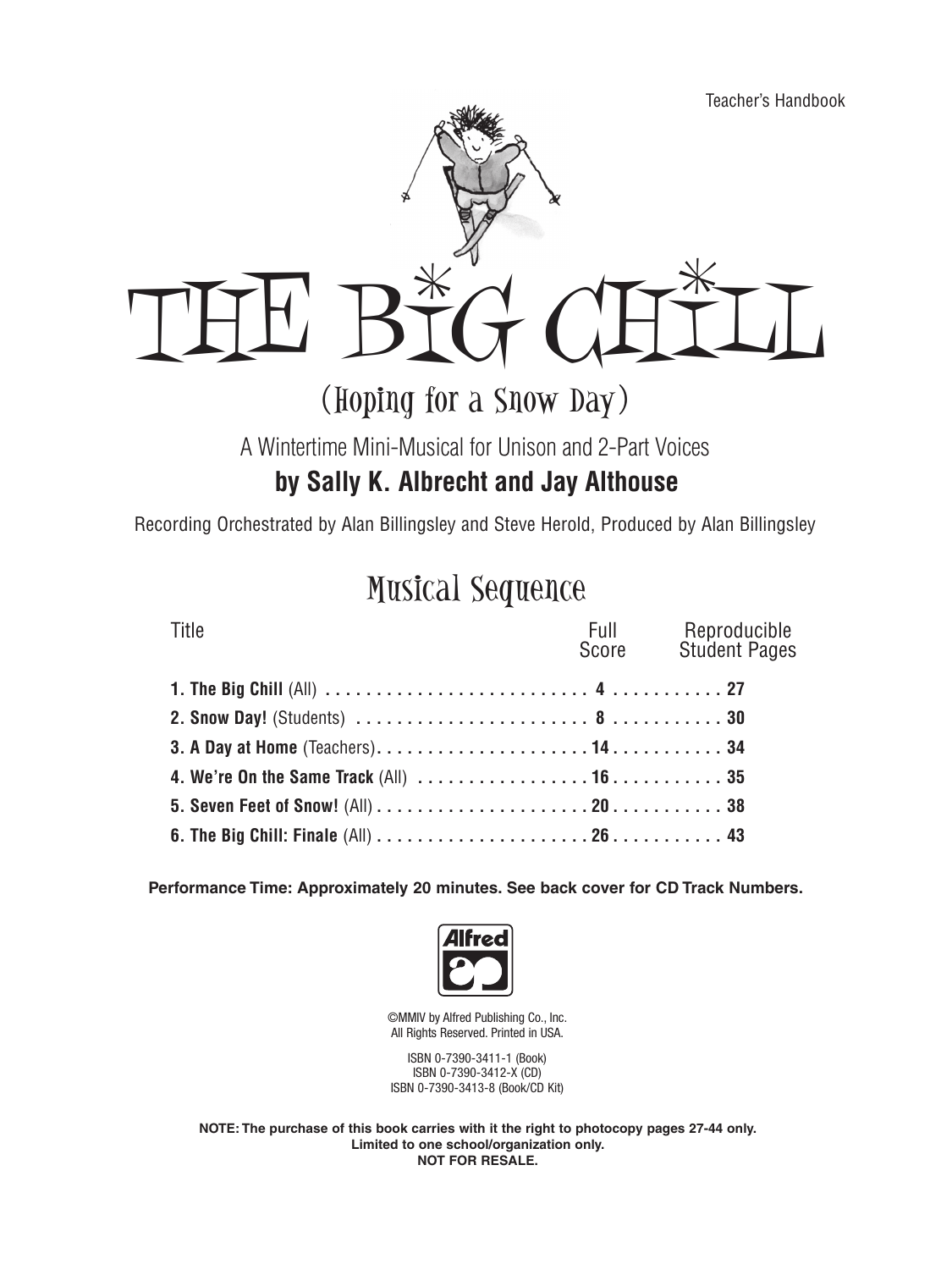Teacher's Handbook

# THE BIG CHILL

## (Hoping for a Snow Day)

A Wintertime Mini-Musical for Unison and 2-Part Voices

**by Sally K. Albrecht and Jay Althouse**

Recording Orchestrated by Alan Billingsley and Steve Herold, Produced by Alan Billingsley

## Musical Sequence

| Title | Full Score | Reproducible Student Pages |
|---|---|---|
| **1. The Big Chill** (All) | **4** | **27** |
| **2. Snow Day!** (Students) | **8** | **30** |
| **3. A Day at Home** (Teachers) | **14** | **34** |
| **4. We're On the Same Track** (All) | **16** | **35** |
| **5. Seven Feet of Snow!** (All) | **20** | **38** |
| **6. The Big Chill: Finale** (All) | **26** | **43** |

**Performance Time: Approximately 20 minutes. See back cover for CD Track Numbers.**

Alfred

©MMIV by Alfred Publishing Co., Inc.
All Rights Reserved. Printed in USA.

ISBN 0-7390-3411-1 (Book)
ISBN 0-7390-3412-X (CD)
ISBN 0-7390-3413-8 (Book/CD Kit)

**NOTE: The purchase of this book carries with it the right to photocopy pages 27-44 only.
Limited to one school/organization only.
NOT FOR RESALE.**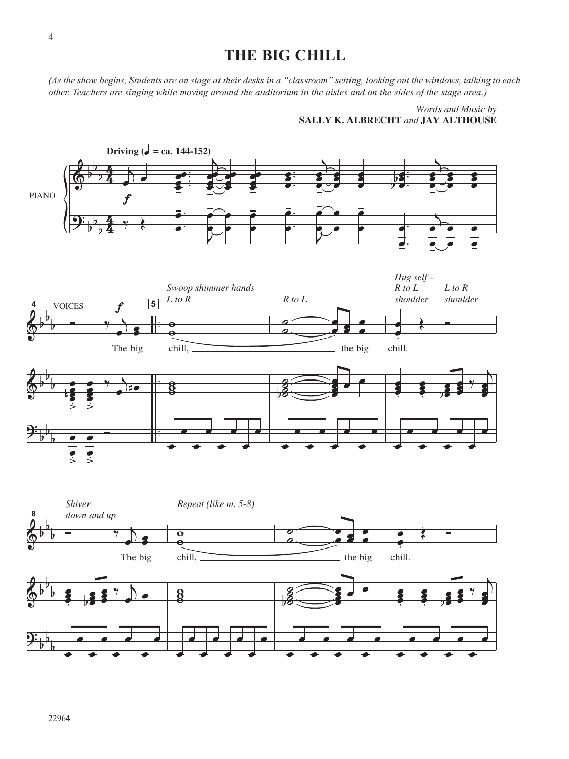# THE BIG CHILL

*(As the show begins, Students are on stage at their desks in a "classroom" setting, looking out the windows, talking to each other. Teachers are singing while moving around the auditorium in the aisles and on the sides of the stage area.)*

*Words and Music by*
**SALLY K. ALBRECHT** *and* **JAY ALTHOUSE**

**Driving (♩ = ca. 144-152)**

PIANO

VOICES

*Swoop shimmer hands L to R* — *R to L* — *Hug self – R to L shoulder* — *L to R shoulder*

The big chill, the big chill.

*Shiver down and up* — *Repeat (like m. 5-8)*

The big chill, the big chill.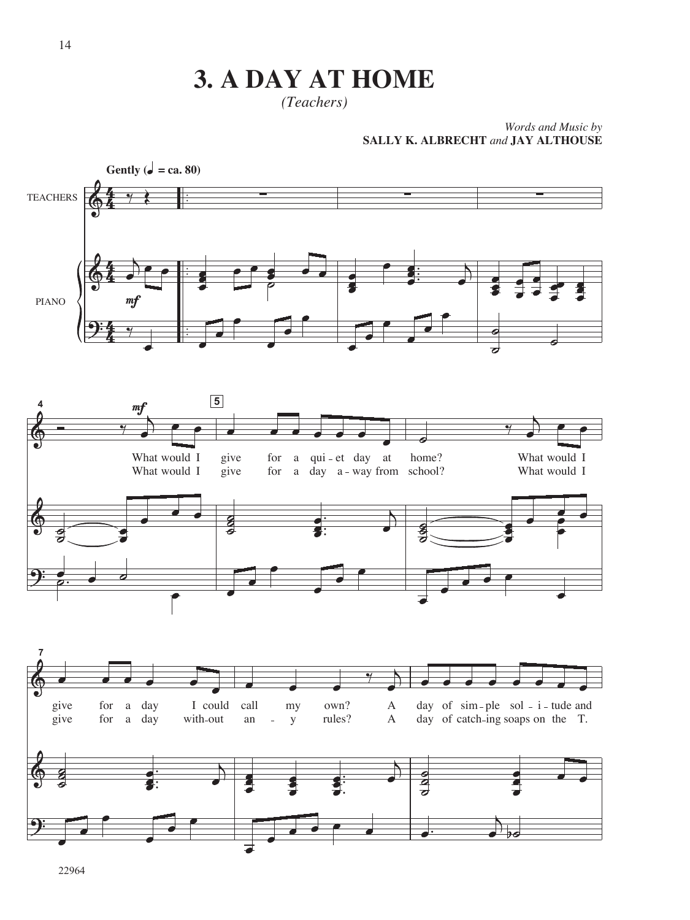# 3. A DAY AT HOME

*(Teachers)*

*Words and Music by*
**SALLY K. ALBRECHT** *and* **JAY ALTHOUSE**

**Gently (♩ = ca. 80)**

TEACHERS

PIANO

*mf*

What would I give for a qui - et day at home? What would I give for a day I could call my own? A day of sim - ple sol - i - tude and

What would I give for a day a - way from school? What would I give for a day with - out an - y rules? A day of catch - ing soaps on the T.

22964